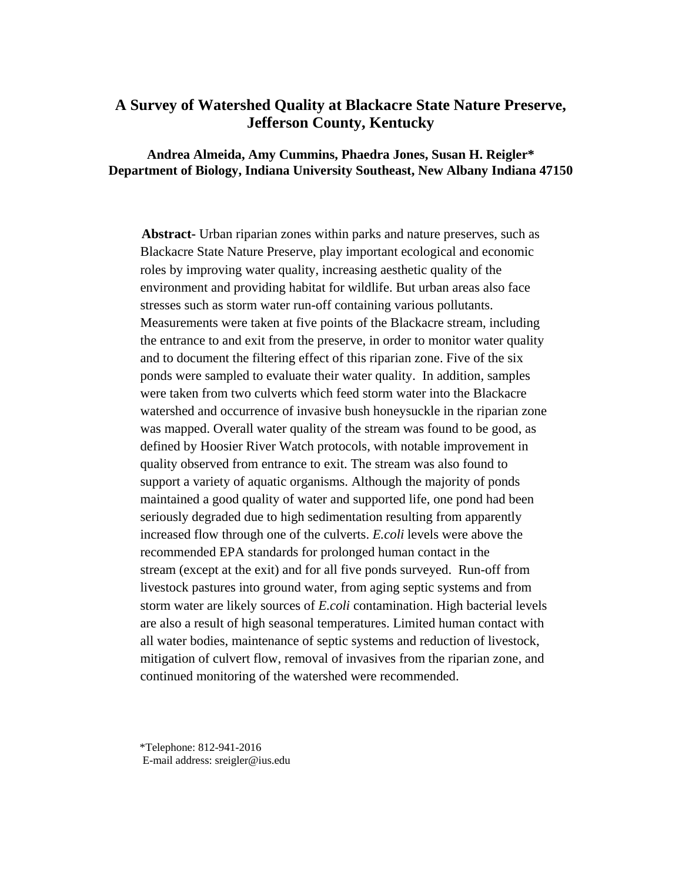# A Survey of Watershed Quality at Blackacre State Nature Preserve, Jefferson County, Kentucky

**Andrea Almeida, Amy Cummins, Phaedra Jones, Susan H. Reigler***
**Department of Biology, Indiana University Southeast, New Albany Indiana 47150**

**Abstract-** Urban riparian zones within parks and nature preserves, such as Blackacre State Nature Preserve, play important ecological and economic roles by improving water quality, increasing aesthetic quality of the environment and providing habitat for wildlife. But urban areas also face stresses such as storm water run-off containing various pollutants. Measurements were taken at five points of the Blackacre stream, including the entrance to and exit from the preserve, in order to monitor water quality and to document the filtering effect of this riparian zone. Five of the six ponds were sampled to evaluate their water quality. In addition, samples were taken from two culverts which feed storm water into the Blackacre watershed and occurrence of invasive bush honeysuckle in the riparian zone was mapped. Overall water quality of the stream was found to be good, as defined by Hoosier River Watch protocols, with notable improvement in quality observed from entrance to exit. The stream was also found to support a variety of aquatic organisms. Although the majority of ponds maintained a good quality of water and supported life, one pond had been seriously degraded due to high sedimentation resulting from apparently increased flow through one of the culverts. *E.coli* levels were above the recommended EPA standards for prolonged human contact in the stream (except at the exit) and for all five ponds surveyed. Run-off from livestock pastures into ground water, from aging septic systems and from storm water are likely sources of *E.coli* contamination. High bacterial levels are also a result of high seasonal temperatures. Limited human contact with all water bodies, maintenance of septic systems and reduction of livestock, mitigation of culvert flow, removal of invasives from the riparian zone, and continued monitoring of the watershed were recommended.

*Telephone: 812-941-2016
E-mail address: sreigler@ius.edu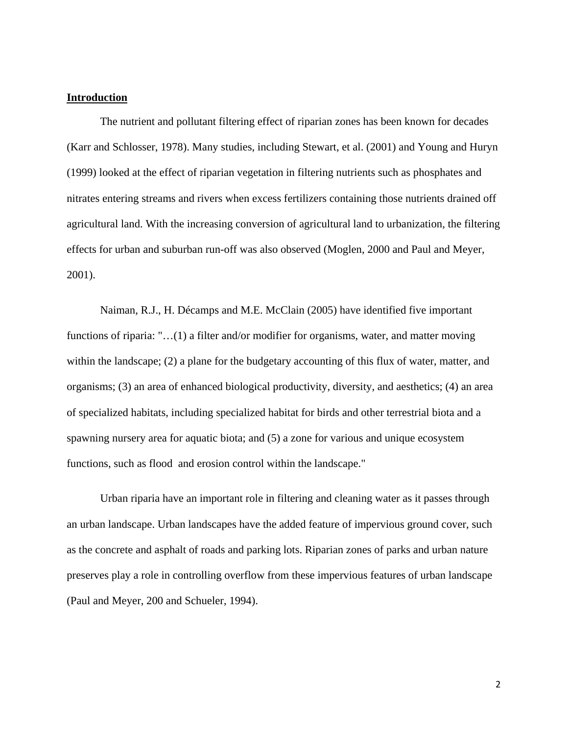## Introduction

The nutrient and pollutant filtering effect of riparian zones has been known for decades (Karr and Schlosser, 1978). Many studies, including Stewart, et al. (2001) and Young and Huryn (1999) looked at the effect of riparian vegetation in filtering nutrients such as phosphates and nitrates entering streams and rivers when excess fertilizers containing those nutrients drained off agricultural land. With the increasing conversion of agricultural land to urbanization, the filtering effects for urban and suburban run-off was also observed (Moglen, 2000 and Paul and Meyer, 2001).

Naiman, R.J., H. Décamps and M.E. McClain (2005) have identified five important functions of riparia: "…(1) a filter and/or modifier for organisms, water, and matter moving within the landscape; (2) a plane for the budgetary accounting of this flux of water, matter, and organisms; (3) an area of enhanced biological productivity, diversity, and aesthetics; (4) an area of specialized habitats, including specialized habitat for birds and other terrestrial biota and a spawning nursery area for aquatic biota; and (5) a zone for various and unique ecosystem functions, such as flood and erosion control within the landscape."

Urban riparia have an important role in filtering and cleaning water as it passes through an urban landscape. Urban landscapes have the added feature of impervious ground cover, such as the concrete and asphalt of roads and parking lots. Riparian zones of parks and urban nature preserves play a role in controlling overflow from these impervious features of urban landscape (Paul and Meyer, 200 and Schueler, 1994).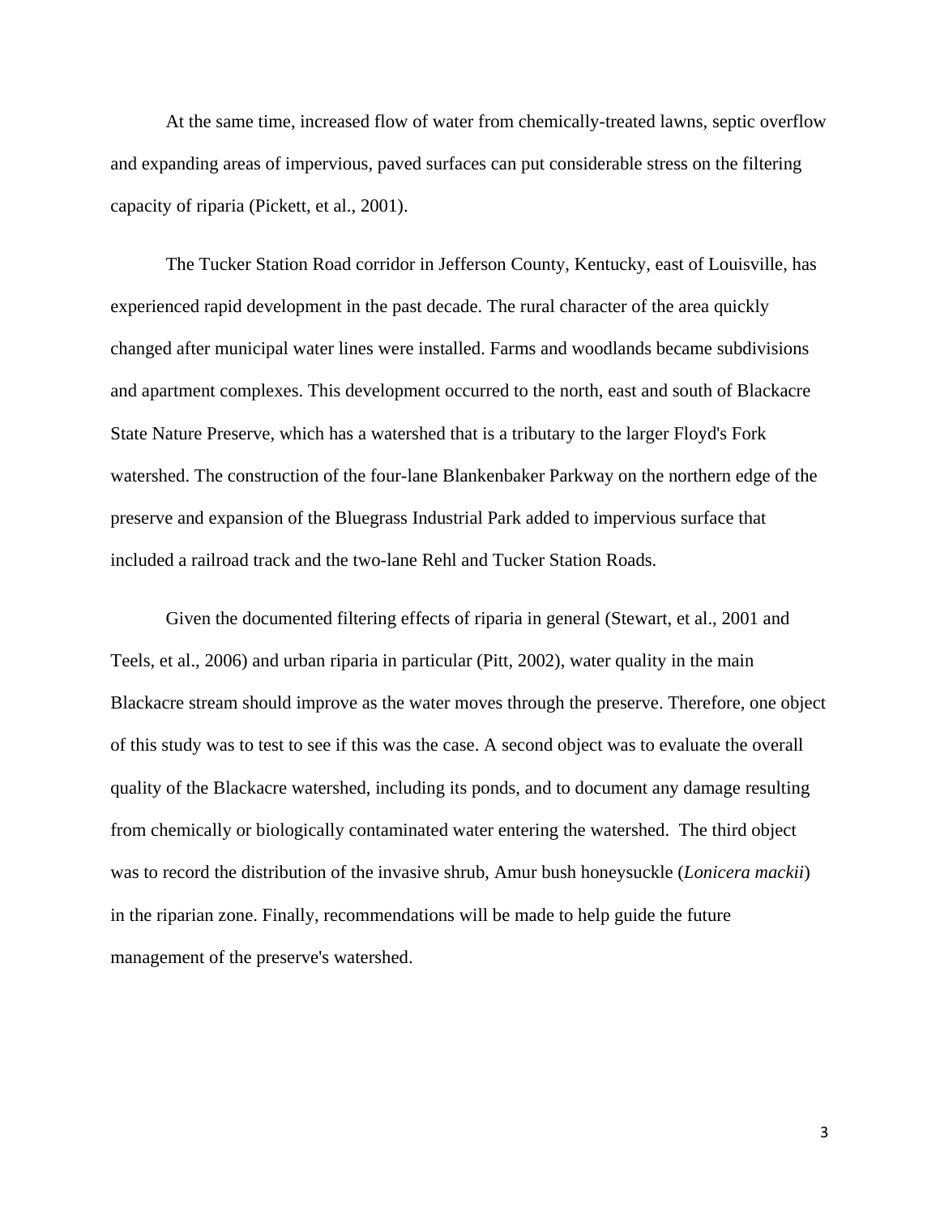At the same time, increased flow of water from chemically-treated lawns, septic overflow and expanding areas of impervious, paved surfaces can put considerable stress on the filtering capacity of riparia (Pickett, et al., 2001).

The Tucker Station Road corridor in Jefferson County, Kentucky, east of Louisville, has experienced rapid development in the past decade. The rural character of the area quickly changed after municipal water lines were installed. Farms and woodlands became subdivisions and apartment complexes. This development occurred to the north, east and south of Blackacre State Nature Preserve, which has a watershed that is a tributary to the larger Floyd's Fork watershed. The construction of the four-lane Blankenbaker Parkway on the northern edge of the preserve and expansion of the Bluegrass Industrial Park added to impervious surface that included a railroad track and the two-lane Rehl and Tucker Station Roads.

Given the documented filtering effects of riparia in general (Stewart, et al., 2001 and Teels, et al., 2006) and urban riparia in particular (Pitt, 2002), water quality in the main Blackacre stream should improve as the water moves through the preserve. Therefore, one object of this study was to test to see if this was the case. A second object was to evaluate the overall quality of the Blackacre watershed, including its ponds, and to document any damage resulting from chemically or biologically contaminated water entering the watershed. The third object was to record the distribution of the invasive shrub, Amur bush honeysuckle (*Lonicera mackii*) in the riparian zone. Finally, recommendations will be made to help guide the future management of the preserve's watershed.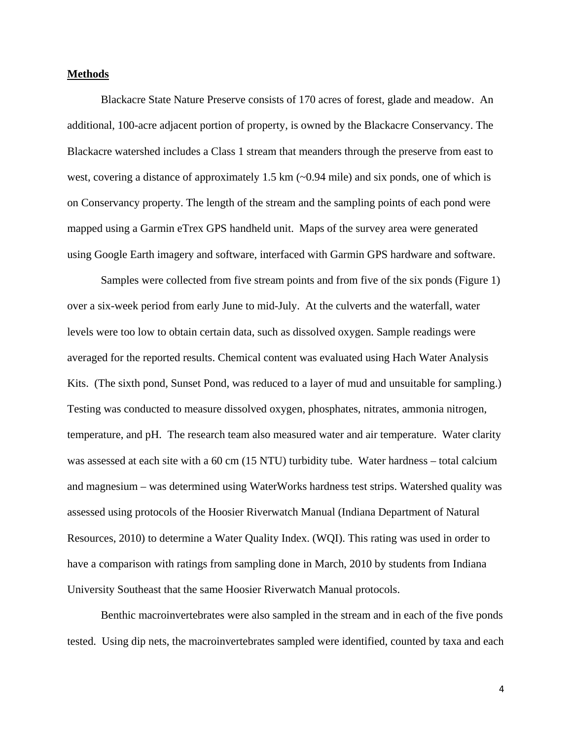**Methods**

Blackacre State Nature Preserve consists of 170 acres of forest, glade and meadow. An additional, 100-acre adjacent portion of property, is owned by the Blackacre Conservancy. The Blackacre watershed includes a Class 1 stream that meanders through the preserve from east to west, covering a distance of approximately 1.5 km (~0.94 mile) and six ponds, one of which is on Conservancy property. The length of the stream and the sampling points of each pond were mapped using a Garmin eTrex GPS handheld unit. Maps of the survey area were generated using Google Earth imagery and software, interfaced with Garmin GPS hardware and software.

Samples were collected from five stream points and from five of the six ponds (Figure 1) over a six-week period from early June to mid-July. At the culverts and the waterfall, water levels were too low to obtain certain data, such as dissolved oxygen. Sample readings were averaged for the reported results. Chemical content was evaluated using Hach Water Analysis Kits. (The sixth pond, Sunset Pond, was reduced to a layer of mud and unsuitable for sampling.) Testing was conducted to measure dissolved oxygen, phosphates, nitrates, ammonia nitrogen, temperature, and pH. The research team also measured water and air temperature. Water clarity was assessed at each site with a 60 cm (15 NTU) turbidity tube. Water hardness – total calcium and magnesium – was determined using WaterWorks hardness test strips. Watershed quality was assessed using protocols of the Hoosier Riverwatch Manual (Indiana Department of Natural Resources, 2010) to determine a Water Quality Index. (WQI). This rating was used in order to have a comparison with ratings from sampling done in March, 2010 by students from Indiana University Southeast that the same Hoosier Riverwatch Manual protocols.

Benthic macroinvertebrates were also sampled in the stream and in each of the five ponds tested. Using dip nets, the macroinvertebrates sampled were identified, counted by taxa and each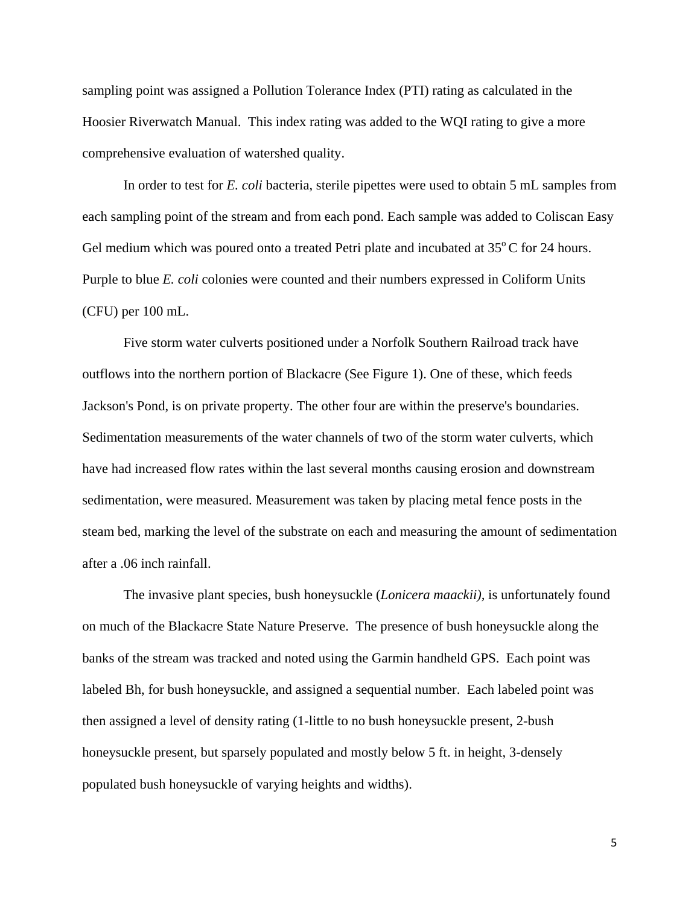sampling point was assigned a Pollution Tolerance Index (PTI) rating as calculated in the Hoosier Riverwatch Manual.  This index rating was added to the WQI rating to give a more comprehensive evaluation of watershed quality.

In order to test for *E. coli* bacteria, sterile pipettes were used to obtain 5 mL samples from each sampling point of the stream and from each pond. Each sample was added to Coliscan Easy Gel medium which was poured onto a treated Petri plate and incubated at $35^{o}$ C for 24 hours. Purple to blue *E. coli* colonies were counted and their numbers expressed in Coliform Units (CFU) per 100 mL.

Five storm water culverts positioned under a Norfolk Southern Railroad track have outflows into the northern portion of Blackacre (See Figure 1). One of these, which feeds Jackson's Pond, is on private property. The other four are within the preserve's boundaries. Sedimentation measurements of the water channels of two of the storm water culverts, which have had increased flow rates within the last several months causing erosion and downstream sedimentation, were measured. Measurement was taken by placing metal fence posts in the steam bed, marking the level of the substrate on each and measuring the amount of sedimentation after a .06 inch rainfall.

The invasive plant species, bush honeysuckle (*Lonicera maackii),* is unfortunately found on much of the Blackacre State Nature Preserve.  The presence of bush honeysuckle along the banks of the stream was tracked and noted using the Garmin handheld GPS.  Each point was labeled Bh, for bush honeysuckle, and assigned a sequential number.  Each labeled point was then assigned a level of density rating (1-little to no bush honeysuckle present, 2-bush honeysuckle present, but sparsely populated and mostly below 5 ft. in height, 3-densely populated bush honeysuckle of varying heights and widths).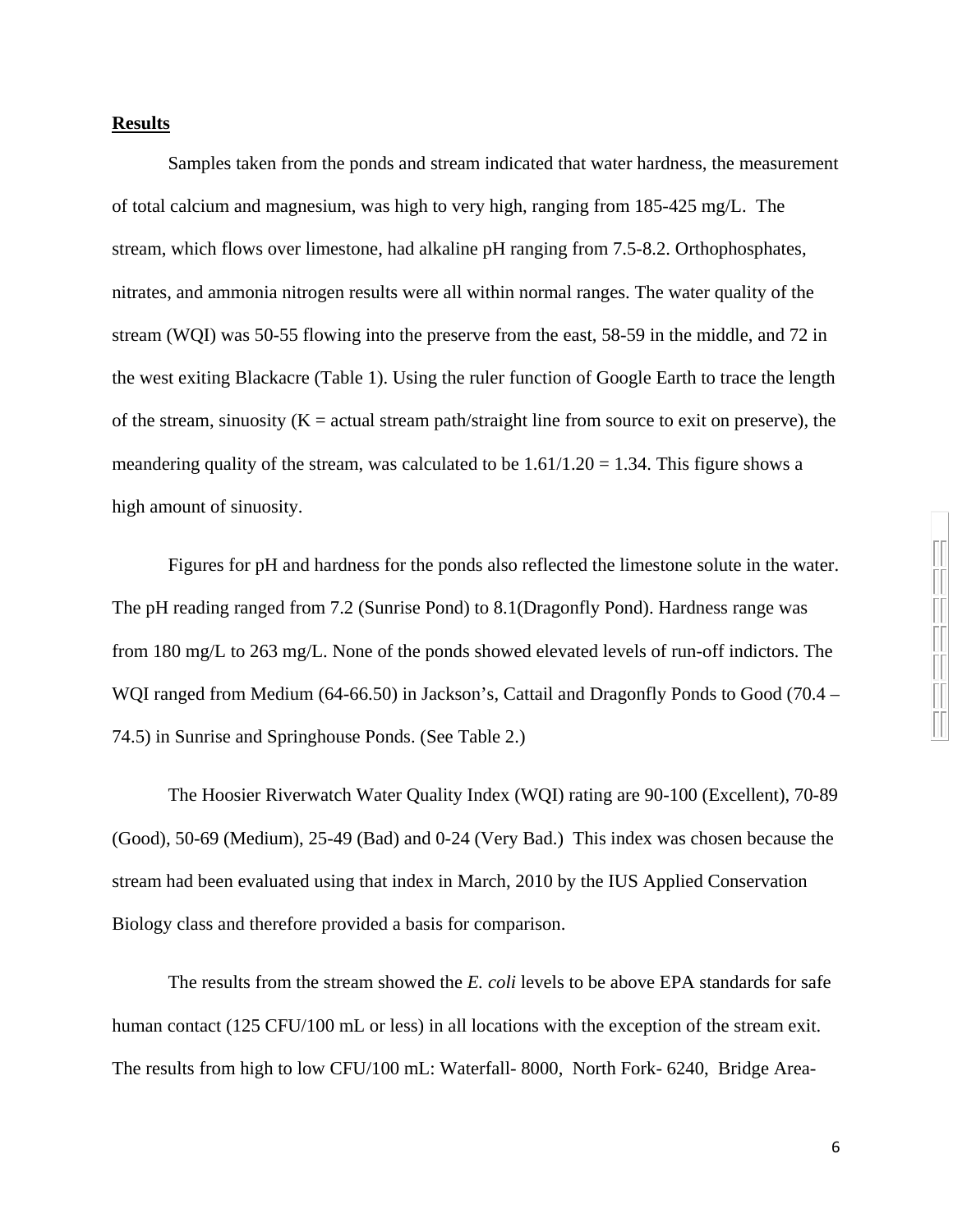**Results**

Samples taken from the ponds and stream indicated that water hardness, the measurement of total calcium and magnesium, was high to very high, ranging from 185-425 mg/L. The stream, which flows over limestone, had alkaline pH ranging from 7.5-8.2. Orthophosphates, nitrates, and ammonia nitrogen results were all within normal ranges. The water quality of the stream (WQI) was 50-55 flowing into the preserve from the east, 58-59 in the middle, and 72 in the west exiting Blackacre (Table 1). Using the ruler function of Google Earth to trace the length of the stream, sinuosity (K = actual stream path/straight line from source to exit on preserve), the meandering quality of the stream, was calculated to be 1.61/1.20 = 1.34. This figure shows a high amount of sinuosity.

Figures for pH and hardness for the ponds also reflected the limestone solute in the water. The pH reading ranged from 7.2 (Sunrise Pond) to 8.1(Dragonfly Pond). Hardness range was from 180 mg/L to 263 mg/L. None of the ponds showed elevated levels of run-off indictors. The WQI ranged from Medium (64-66.50) in Jackson's, Cattail and Dragonfly Ponds to Good (70.4 – 74.5) in Sunrise and Springhouse Ponds. (See Table 2.)

The Hoosier Riverwatch Water Quality Index (WQI) rating are 90-100 (Excellent), 70-89 (Good), 50-69 (Medium), 25-49 (Bad) and 0-24 (Very Bad.) This index was chosen because the stream had been evaluated using that index in March, 2010 by the IUS Applied Conservation Biology class and therefore provided a basis for comparison.

The results from the stream showed the *E. coli* levels to be above EPA standards for safe human contact (125 CFU/100 mL or less) in all locations with the exception of the stream exit. The results from high to low CFU/100 mL: Waterfall- 8000, North Fork- 6240, Bridge Area-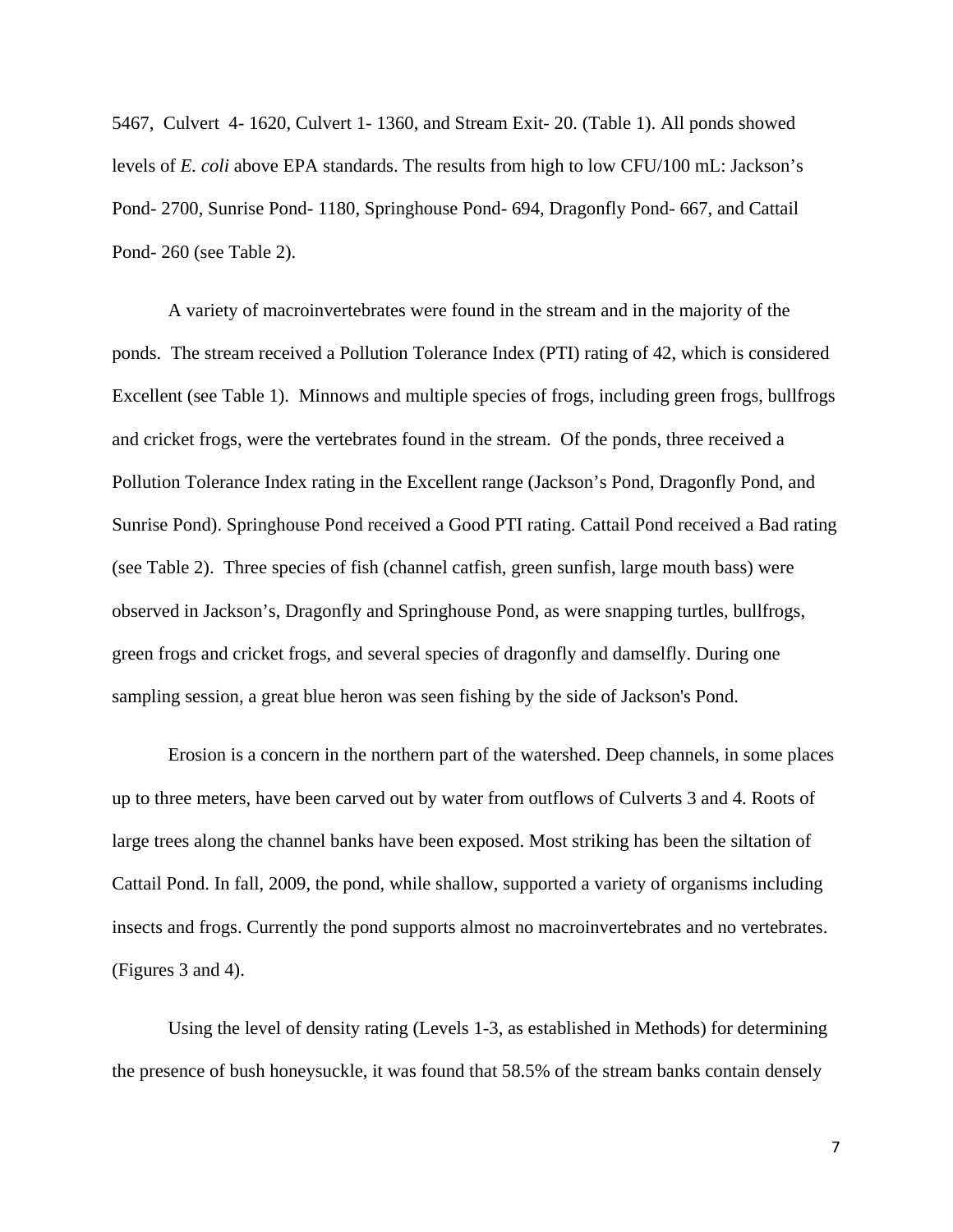5467,  Culvert  4- 1620, Culvert 1- 1360, and Stream Exit- 20. (Table 1). All ponds showed levels of *E. coli* above EPA standards. The results from high to low CFU/100 mL: Jackson's Pond- 2700, Sunrise Pond- 1180, Springhouse Pond- 694, Dragonfly Pond- 667, and Cattail Pond- 260 (see Table 2).

A variety of macroinvertebrates were found in the stream and in the majority of the ponds.  The stream received a Pollution Tolerance Index (PTI) rating of 42, which is considered Excellent (see Table 1).  Minnows and multiple species of frogs, including green frogs, bullfrogs and cricket frogs, were the vertebrates found in the stream.  Of the ponds, three received a Pollution Tolerance Index rating in the Excellent range (Jackson's Pond, Dragonfly Pond, and Sunrise Pond). Springhouse Pond received a Good PTI rating. Cattail Pond received a Bad rating (see Table 2).  Three species of fish (channel catfish, green sunfish, large mouth bass) were observed in Jackson's, Dragonfly and Springhouse Pond, as were snapping turtles, bullfrogs, green frogs and cricket frogs, and several species of dragonfly and damselfly. During one sampling session, a great blue heron was seen fishing by the side of Jackson's Pond.

Erosion is a concern in the northern part of the watershed. Deep channels, in some places up to three meters, have been carved out by water from outflows of Culverts 3 and 4. Roots of large trees along the channel banks have been exposed. Most striking has been the siltation of Cattail Pond. In fall, 2009, the pond, while shallow, supported a variety of organisms including insects and frogs. Currently the pond supports almost no macroinvertebrates and no vertebrates. (Figures 3 and 4).

Using the level of density rating (Levels 1-3, as established in Methods) for determining the presence of bush honeysuckle, it was found that 58.5% of the stream banks contain densely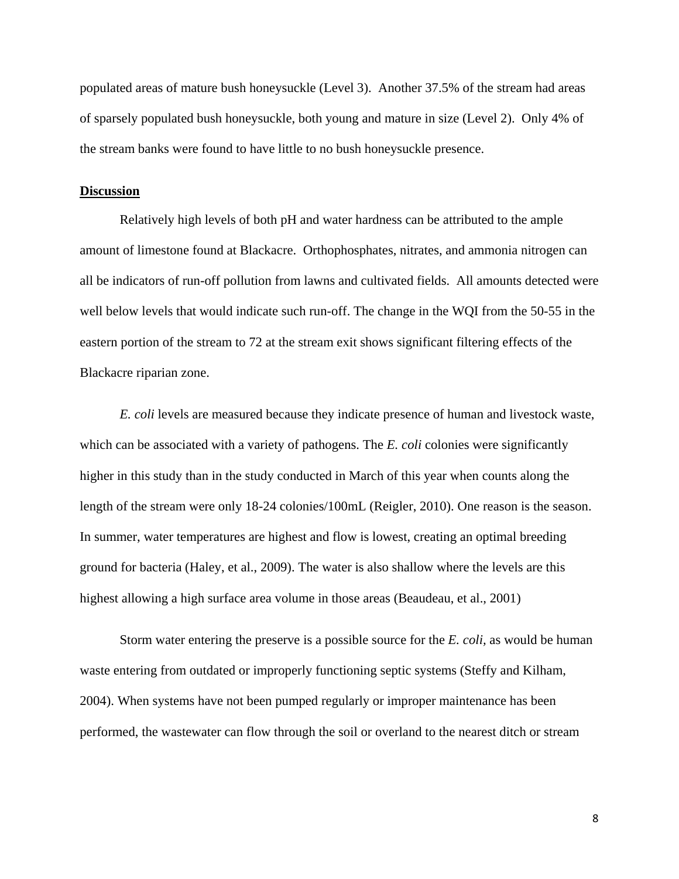populated areas of mature bush honeysuckle (Level 3). Another 37.5% of the stream had areas of sparsely populated bush honeysuckle, both young and mature in size (Level 2). Only 4% of the stream banks were found to have little to no bush honeysuckle presence.

## Discussion

Relatively high levels of both pH and water hardness can be attributed to the ample amount of limestone found at Blackacre. Orthophosphates, nitrates, and ammonia nitrogen can all be indicators of run-off pollution from lawns and cultivated fields. All amounts detected were well below levels that would indicate such run-off. The change in the WQI from the 50-55 in the eastern portion of the stream to 72 at the stream exit shows significant filtering effects of the Blackacre riparian zone.

*E. coli* levels are measured because they indicate presence of human and livestock waste, which can be associated with a variety of pathogens. The *E. coli* colonies were significantly higher in this study than in the study conducted in March of this year when counts along the length of the stream were only 18-24 colonies/100mL (Reigler, 2010). One reason is the season. In summer, water temperatures are highest and flow is lowest, creating an optimal breeding ground for bacteria (Haley, et al., 2009). The water is also shallow where the levels are this highest allowing a high surface area volume in those areas (Beaudeau, et al., 2001)

Storm water entering the preserve is a possible source for the *E. coli,* as would be human waste entering from outdated or improperly functioning septic systems (Steffy and Kilham, 2004). When systems have not been pumped regularly or improper maintenance has been performed, the wastewater can flow through the soil or overland to the nearest ditch or stream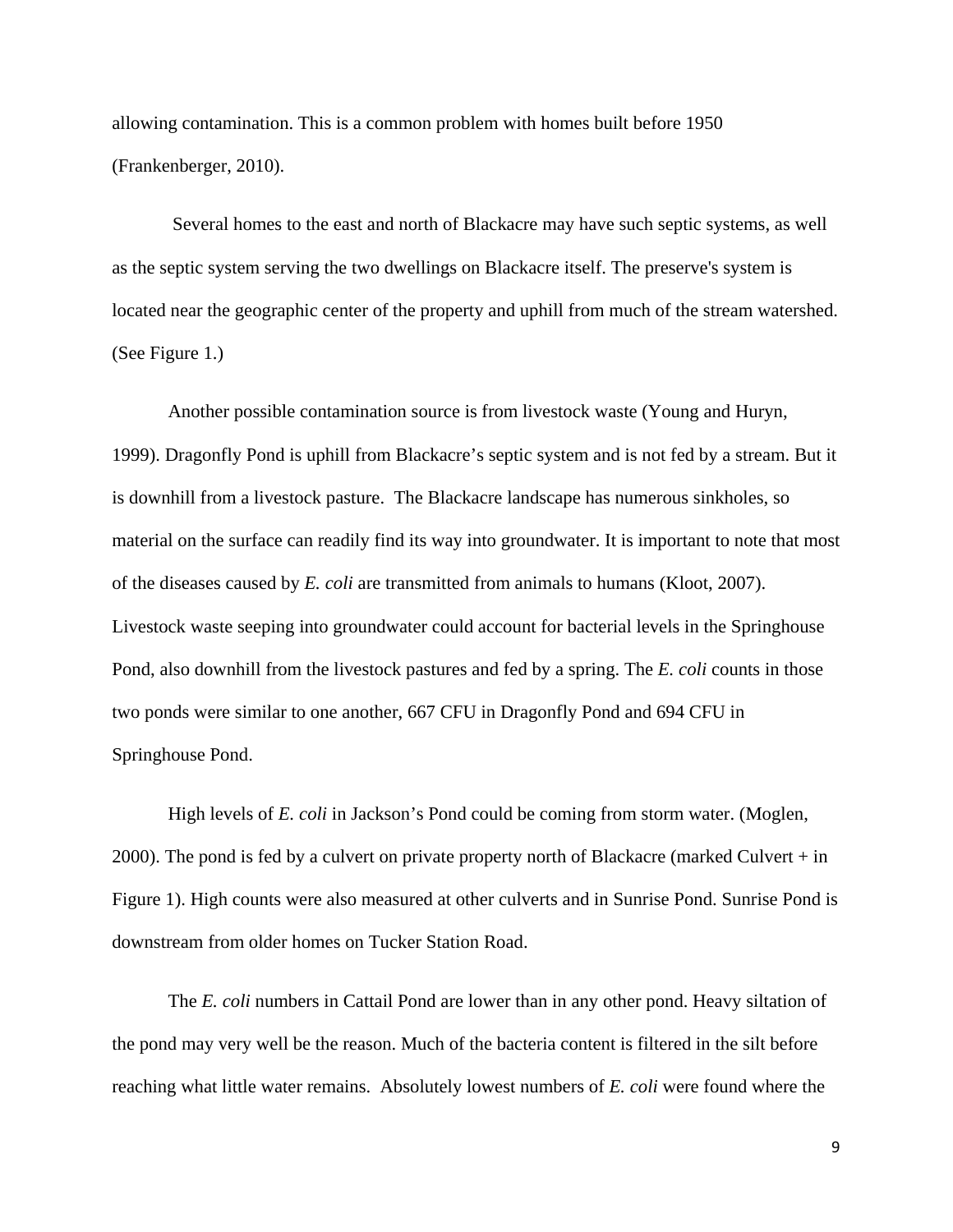allowing contamination. This is a common problem with homes built before 1950 (Frankenberger, 2010).

Several homes to the east and north of Blackacre may have such septic systems, as well as the septic system serving the two dwellings on Blackacre itself. The preserve's system is located near the geographic center of the property and uphill from much of the stream watershed. (See Figure 1.)

Another possible contamination source is from livestock waste (Young and Huryn, 1999). Dragonfly Pond is uphill from Blackacre's septic system and is not fed by a stream. But it is downhill from a livestock pasture. The Blackacre landscape has numerous sinkholes, so material on the surface can readily find its way into groundwater. It is important to note that most of the diseases caused by *E. coli* are transmitted from animals to humans (Kloot, 2007). Livestock waste seeping into groundwater could account for bacterial levels in the Springhouse Pond, also downhill from the livestock pastures and fed by a spring. The *E. coli* counts in those two ponds were similar to one another, 667 CFU in Dragonfly Pond and 694 CFU in Springhouse Pond.

High levels of *E. coli* in Jackson's Pond could be coming from storm water. (Moglen, 2000). The pond is fed by a culvert on private property north of Blackacre (marked Culvert + in Figure 1). High counts were also measured at other culverts and in Sunrise Pond. Sunrise Pond is downstream from older homes on Tucker Station Road.

The *E. coli* numbers in Cattail Pond are lower than in any other pond. Heavy siltation of the pond may very well be the reason. Much of the bacteria content is filtered in the silt before reaching what little water remains. Absolutely lowest numbers of *E. coli* were found where the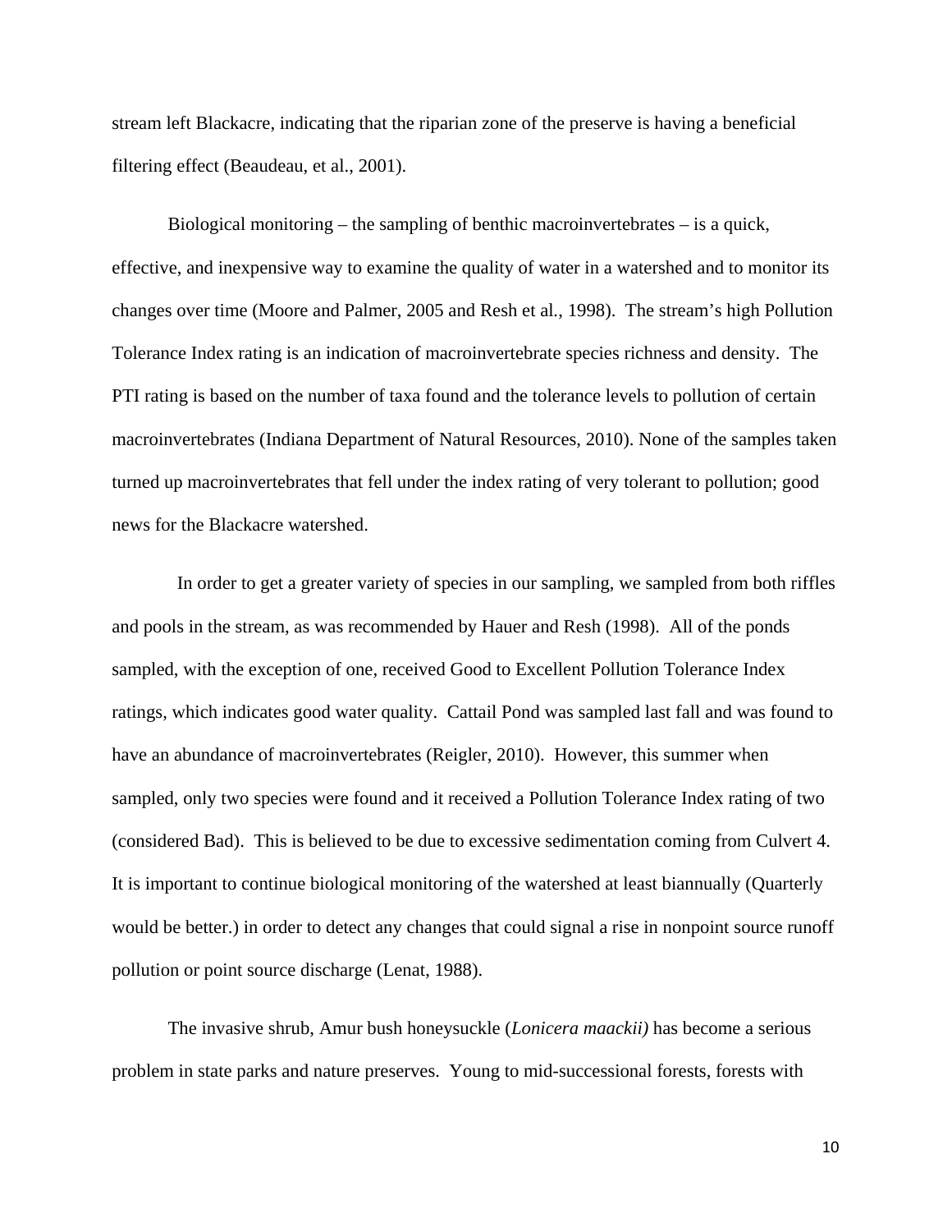stream left Blackacre, indicating that the riparian zone of the preserve is having a beneficial filtering effect (Beaudeau, et al., 2001).

Biological monitoring – the sampling of benthic macroinvertebrates – is a quick, effective, and inexpensive way to examine the quality of water in a watershed and to monitor its changes over time (Moore and Palmer, 2005 and Resh et al., 1998). The stream's high Pollution Tolerance Index rating is an indication of macroinvertebrate species richness and density. The PTI rating is based on the number of taxa found and the tolerance levels to pollution of certain macroinvertebrates (Indiana Department of Natural Resources, 2010). None of the samples taken turned up macroinvertebrates that fell under the index rating of very tolerant to pollution; good news for the Blackacre watershed.

In order to get a greater variety of species in our sampling, we sampled from both riffles and pools in the stream, as was recommended by Hauer and Resh (1998). All of the ponds sampled, with the exception of one, received Good to Excellent Pollution Tolerance Index ratings, which indicates good water quality. Cattail Pond was sampled last fall and was found to have an abundance of macroinvertebrates (Reigler, 2010). However, this summer when sampled, only two species were found and it received a Pollution Tolerance Index rating of two (considered Bad). This is believed to be due to excessive sedimentation coming from Culvert 4. It is important to continue biological monitoring of the watershed at least biannually (Quarterly would be better.) in order to detect any changes that could signal a rise in nonpoint source runoff pollution or point source discharge (Lenat, 1988).

The invasive shrub, Amur bush honeysuckle (*Lonicera maackii)* has become a serious problem in state parks and nature preserves. Young to mid-successional forests, forests with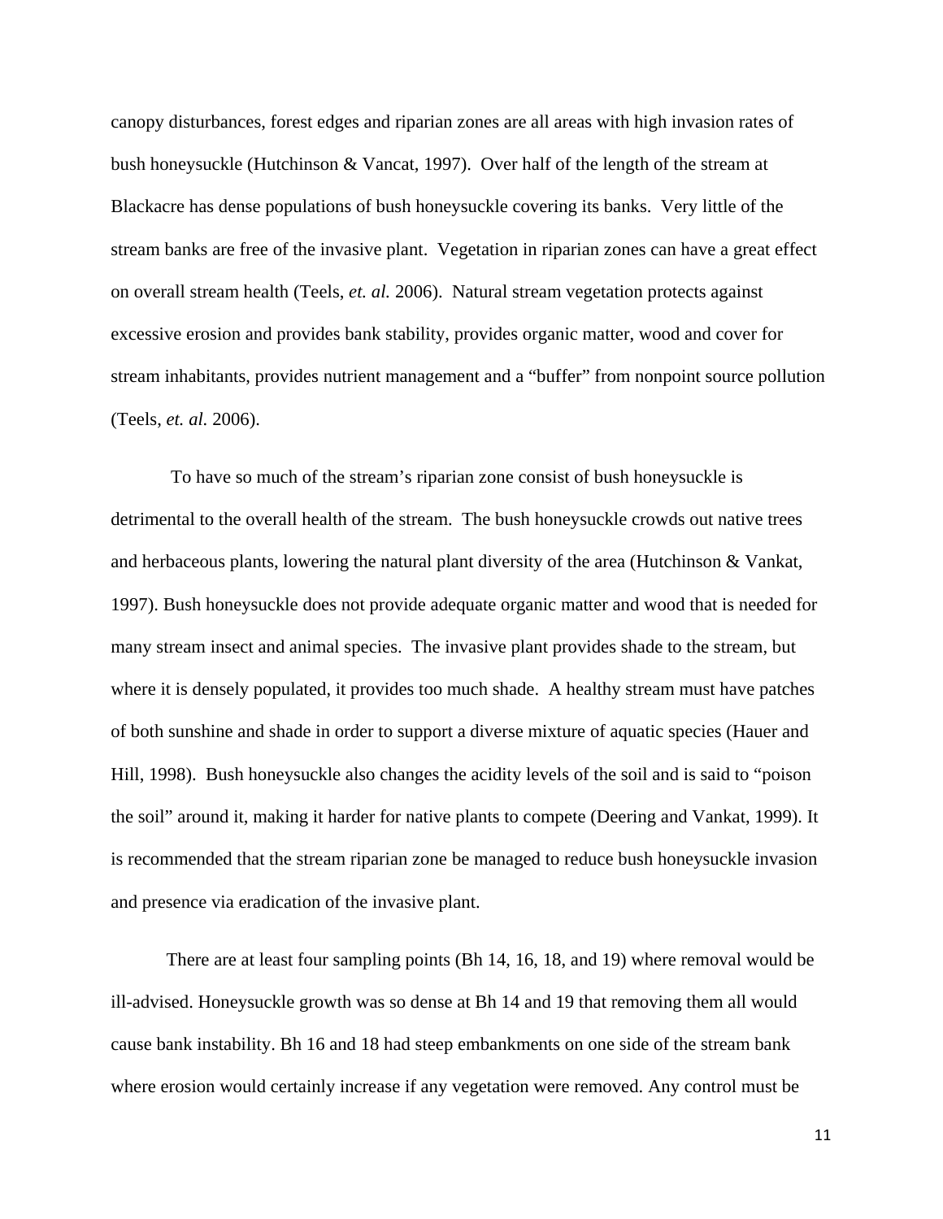canopy disturbances, forest edges and riparian zones are all areas with high invasion rates of bush honeysuckle (Hutchinson & Vancat, 1997). Over half of the length of the stream at Blackacre has dense populations of bush honeysuckle covering its banks. Very little of the stream banks are free of the invasive plant. Vegetation in riparian zones can have a great effect on overall stream health (Teels, *et. al.* 2006). Natural stream vegetation protects against excessive erosion and provides bank stability, provides organic matter, wood and cover for stream inhabitants, provides nutrient management and a "buffer" from nonpoint source pollution (Teels, *et. al.* 2006).

To have so much of the stream's riparian zone consist of bush honeysuckle is detrimental to the overall health of the stream. The bush honeysuckle crowds out native trees and herbaceous plants, lowering the natural plant diversity of the area (Hutchinson & Vankat, 1997). Bush honeysuckle does not provide adequate organic matter and wood that is needed for many stream insect and animal species. The invasive plant provides shade to the stream, but where it is densely populated, it provides too much shade. A healthy stream must have patches of both sunshine and shade in order to support a diverse mixture of aquatic species (Hauer and Hill, 1998). Bush honeysuckle also changes the acidity levels of the soil and is said to "poison the soil" around it, making it harder for native plants to compete (Deering and Vankat, 1999). It is recommended that the stream riparian zone be managed to reduce bush honeysuckle invasion and presence via eradication of the invasive plant.

There are at least four sampling points (Bh 14, 16, 18, and 19) where removal would be ill-advised. Honeysuckle growth was so dense at Bh 14 and 19 that removing them all would cause bank instability. Bh 16 and 18 had steep embankments on one side of the stream bank where erosion would certainly increase if any vegetation were removed. Any control must be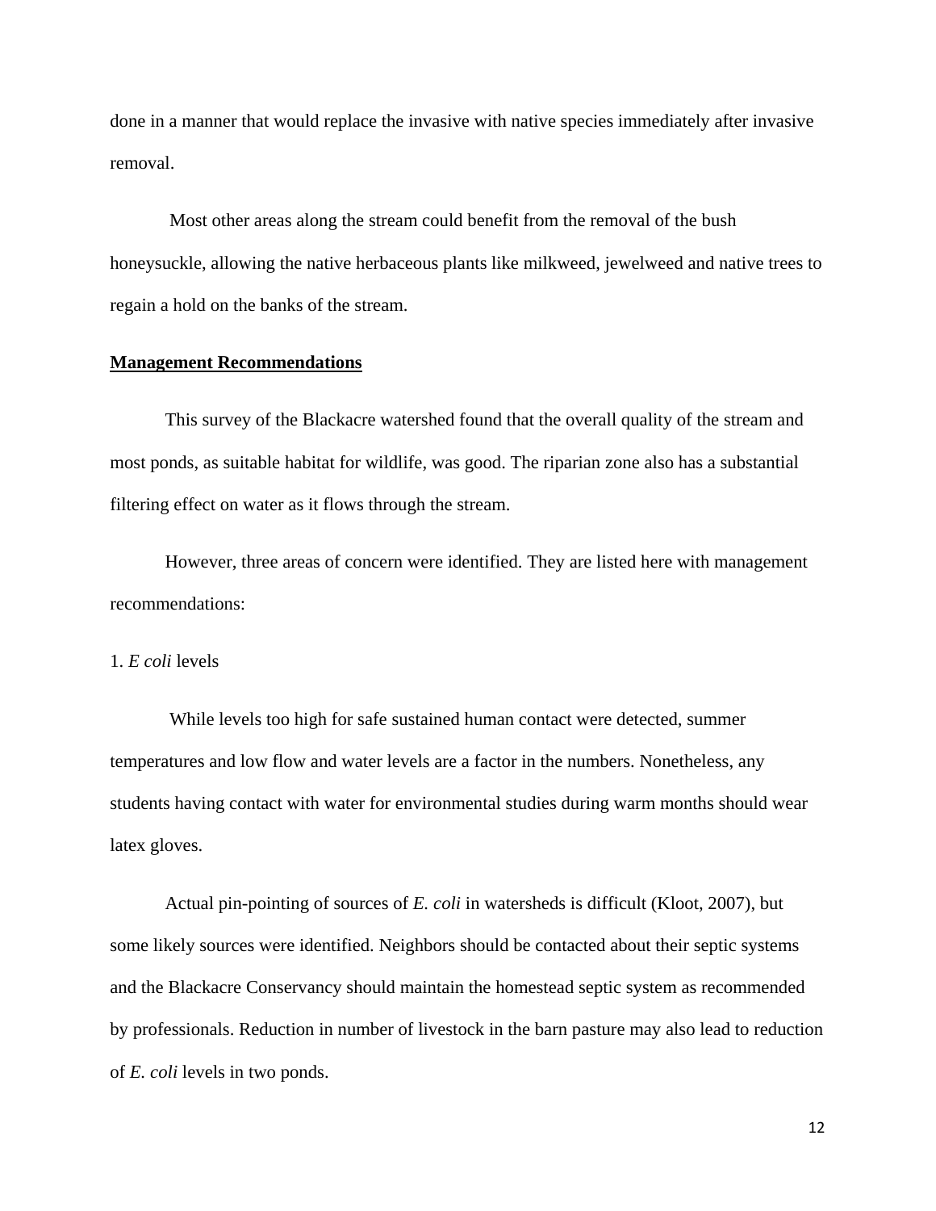done in a manner that would replace the invasive with native species immediately after invasive removal.

Most other areas along the stream could benefit from the removal of the bush honeysuckle, allowing the native herbaceous plants like milkweed, jewelweed and native trees to regain a hold on the banks of the stream.

## **Management Recommendations**

This survey of the Blackacre watershed found that the overall quality of the stream and most ponds, as suitable habitat for wildlife, was good. The riparian zone also has a substantial filtering effect on water as it flows through the stream.

However, three areas of concern were identified. They are listed here with management recommendations:

1. *E coli* levels

While levels too high for safe sustained human contact were detected, summer temperatures and low flow and water levels are a factor in the numbers. Nonetheless, any students having contact with water for environmental studies during warm months should wear latex gloves.

Actual pin-pointing of sources of *E. coli* in watersheds is difficult (Kloot, 2007), but some likely sources were identified. Neighbors should be contacted about their septic systems and the Blackacre Conservancy should maintain the homestead septic system as recommended by professionals. Reduction in number of livestock in the barn pasture may also lead to reduction of *E. coli* levels in two ponds.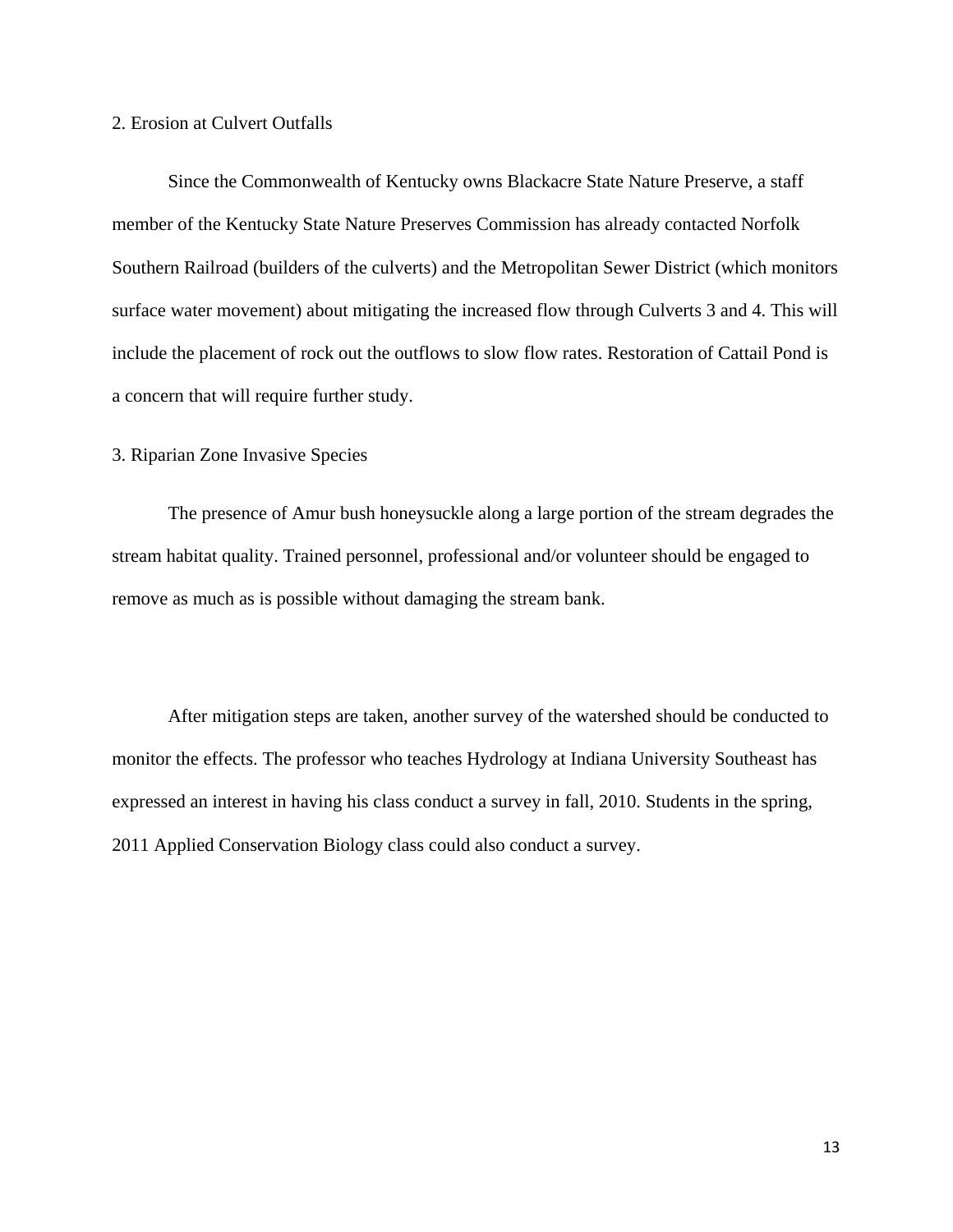2. Erosion at Culvert Outfalls

Since the Commonwealth of Kentucky owns Blackacre State Nature Preserve, a staff member of the Kentucky State Nature Preserves Commission has already contacted Norfolk Southern Railroad (builders of the culverts) and the Metropolitan Sewer District (which monitors surface water movement) about mitigating the increased flow through Culverts 3 and 4. This will include the placement of rock out the outflows to slow flow rates. Restoration of Cattail Pond is a concern that will require further study.

3. Riparian Zone Invasive Species

The presence of Amur bush honeysuckle along a large portion of the stream degrades the stream habitat quality. Trained personnel, professional and/or volunteer should be engaged to remove as much as is possible without damaging the stream bank.

After mitigation steps are taken, another survey of the watershed should be conducted to monitor the effects. The professor who teaches Hydrology at Indiana University Southeast has expressed an interest in having his class conduct a survey in fall, 2010. Students in the spring, 2011 Applied Conservation Biology class could also conduct a survey.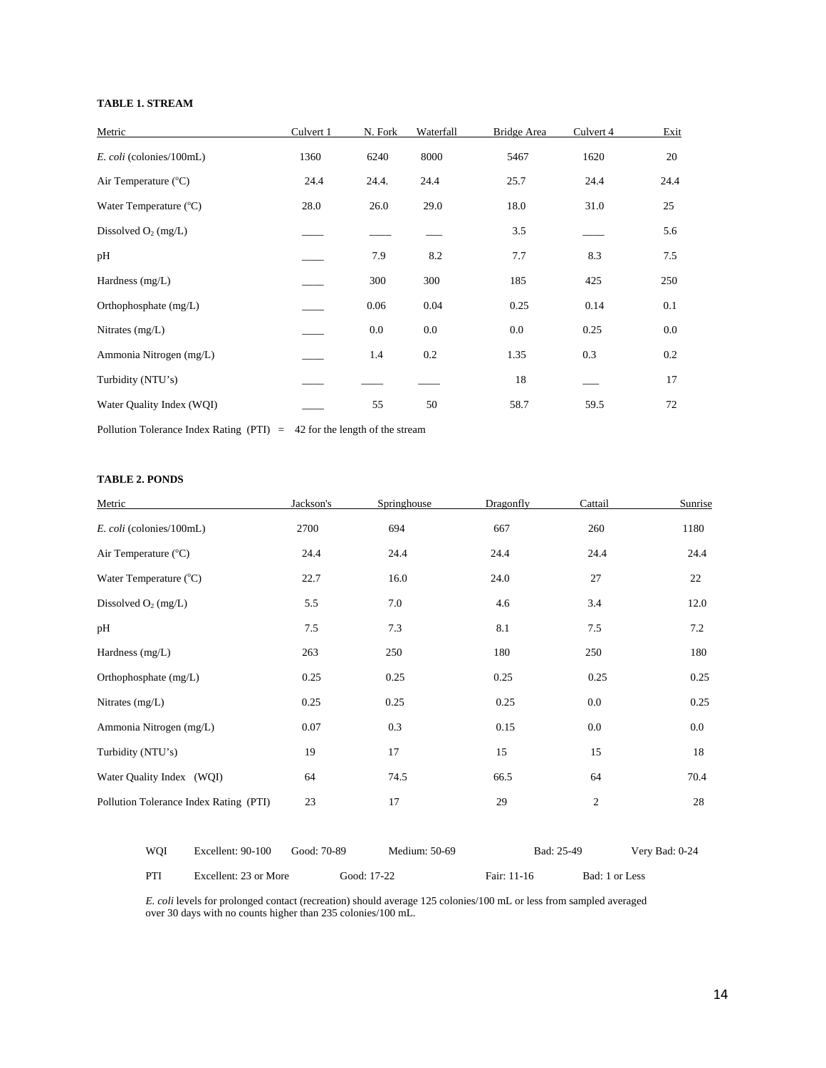**TABLE 1. STREAM**

| Metric | Culvert 1 | N. Fork | Waterfall | Bridge Area | Culvert 4 | Exit |
|---|---|---|---|---|---|---|
| *E. coli* (colonies/100mL) | 1360 | 6240 | 8000 | 5467 | 1620 | 20 |
| Air Temperature (°C) | 24.4 | 24.4. | 24.4 | 25.7 | 24.4 | 24.4 |
| Water Temperature (°C) | 28.0 | 26.0 | 29.0 | 18.0 | 31.0 | 25 |
| Dissolved $O_2$ (mg/L) | ____ | ____ | ___ | 3.5 | ____ | 5.6 |
| pH | ____ | 7.9 | 8.2 | 7.7 | 8.3 | 7.5 |
| Hardness (mg/L) | ____ | 300 | 300 | 185 | 425 | 250 |
| Orthophosphate (mg/L) | ____ | 0.06 | 0.04 | 0.25 | 0.14 | 0.1 |
| Nitrates (mg/L) | ____ | 0.0 | 0.0 | 0.0 | 0.25 | 0.0 |
| Ammonia Nitrogen (mg/L) | ____ | 1.4 | 0.2 | 1.35 | 0.3 | 0.2 |
| Turbidity (NTU's) | ____ | ____ | ____ | 18 | ___ | 17 |
| Water Quality Index (WQI) | ____ | 55 | 50 | 58.7 | 59.5 | 72 |

Pollution Tolerance Index Rating (PTI) = 42 for the length of the stream

**TABLE 2. PONDS**

| Metric | Jackson's | Springhouse | Dragonfly | Cattail | Sunrise |
|---|---|---|---|---|---|
| *E. coli* (colonies/100mL) | 2700 | 694 | 667 | 260 | 1180 |
| Air Temperature (°C) | 24.4 | 24.4 | 24.4 | 24.4 | 24.4 |
| Water Temperature (°C) | 22.7 | 16.0 | 24.0 | 27 | 22 |
| Dissolved $O_2$ (mg/L) | 5.5 | 7.0 | 4.6 | 3.4 | 12.0 |
| pH | 7.5 | 7.3 | 8.1 | 7.5 | 7.2 |
| Hardness (mg/L) | 263 | 250 | 180 | 250 | 180 |
| Orthophosphate (mg/L) | 0.25 | 0.25 | 0.25 | 0.25 | 0.25 |
| Nitrates (mg/L) | 0.25 | 0.25 | 0.25 | 0.0 | 0.25 |
| Ammonia Nitrogen (mg/L) | 0.07 | 0.3 | 0.15 | 0.0 | 0.0 |
| Turbidity (NTU's) | 19 | 17 | 15 | 15 | 18 |
| Water Quality Index (WQI) | 64 | 74.5 | 66.5 | 64 | 70.4 |
| Pollution Tolerance Index Rating (PTI) | 23 | 17 | 29 | 2 | 28 |

| | | | | | |
|---|---|---|---|---|---|
| WQI | Excellent: 90-100 | Good: 70-89 | Medium: 50-69 | Bad: 25-49 | Very Bad: 0-24 |
| PTI | Excellent: 23 or More | Good: 17-22 | Fair: 11-16 | Bad: 1 or Less | |

*E. coli* levels for prolonged contact (recreation) should average 125 colonies/100 mL or less from sampled averaged over 30 days with no counts higher than 235 colonies/100 mL.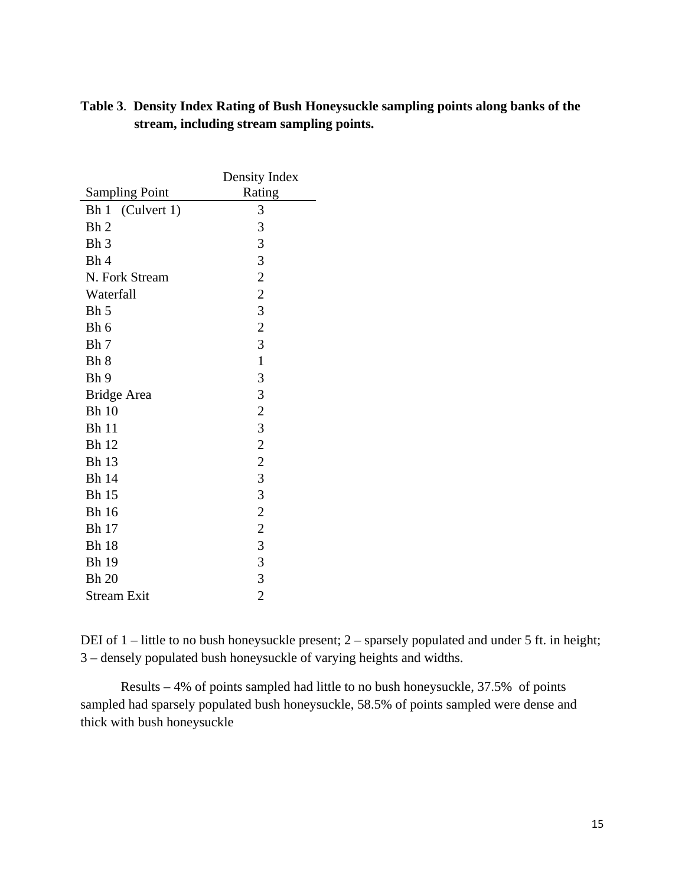**Table 3**. **Density Index Rating of Bush Honeysuckle sampling points along banks of the stream, including stream sampling points.**

| Sampling Point | Density Index Rating |
|---|---|
| Bh 1 (Culvert 1) | 3 |
| Bh 2 | 3 |
| Bh 3 | 3 |
| Bh 4 | 3 |
| N. Fork Stream | 2 |
| Waterfall | 2 |
| Bh 5 | 3 |
| Bh 6 | 2 |
| Bh 7 | 3 |
| Bh 8 | 1 |
| Bh 9 | 3 |
| Bridge Area | 3 |
| Bh 10 | 2 |
| Bh 11 | 3 |
| Bh 12 | 2 |
| Bh 13 | 2 |
| Bh 14 | 3 |
| Bh 15 | 3 |
| Bh 16 | 2 |
| Bh 17 | 2 |
| Bh 18 | 3 |
| Bh 19 | 3 |
| Bh 20 | 3 |
| Stream Exit | 2 |

DEI of 1 – little to no bush honeysuckle present; 2 – sparsely populated and under 5 ft. in height; 3 – densely populated bush honeysuckle of varying heights and widths.

Results – 4% of points sampled had little to no bush honeysuckle, 37.5% of points sampled had sparsely populated bush honeysuckle, 58.5% of points sampled were dense and thick with bush honeysuckle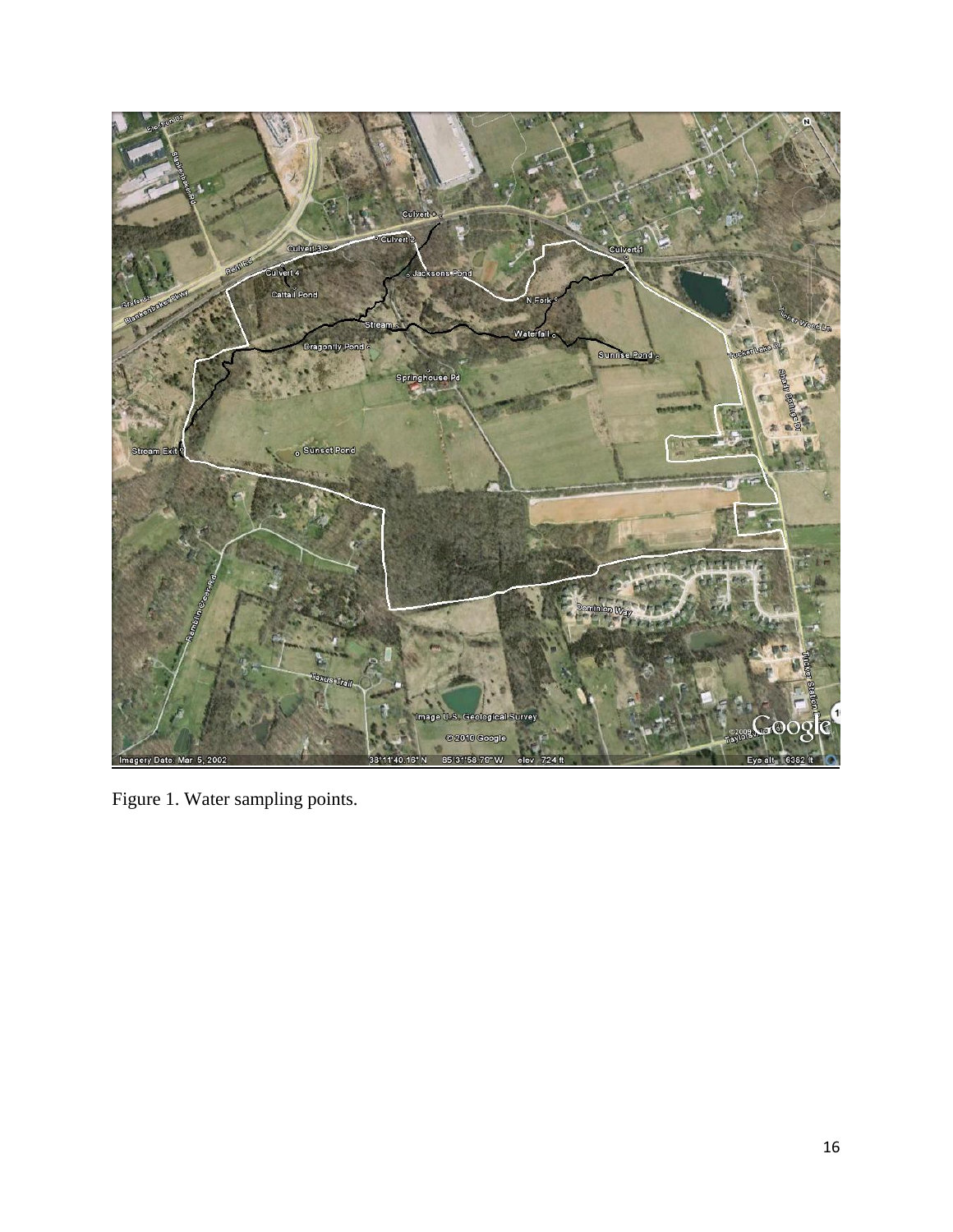Figure 1. Water sampling points.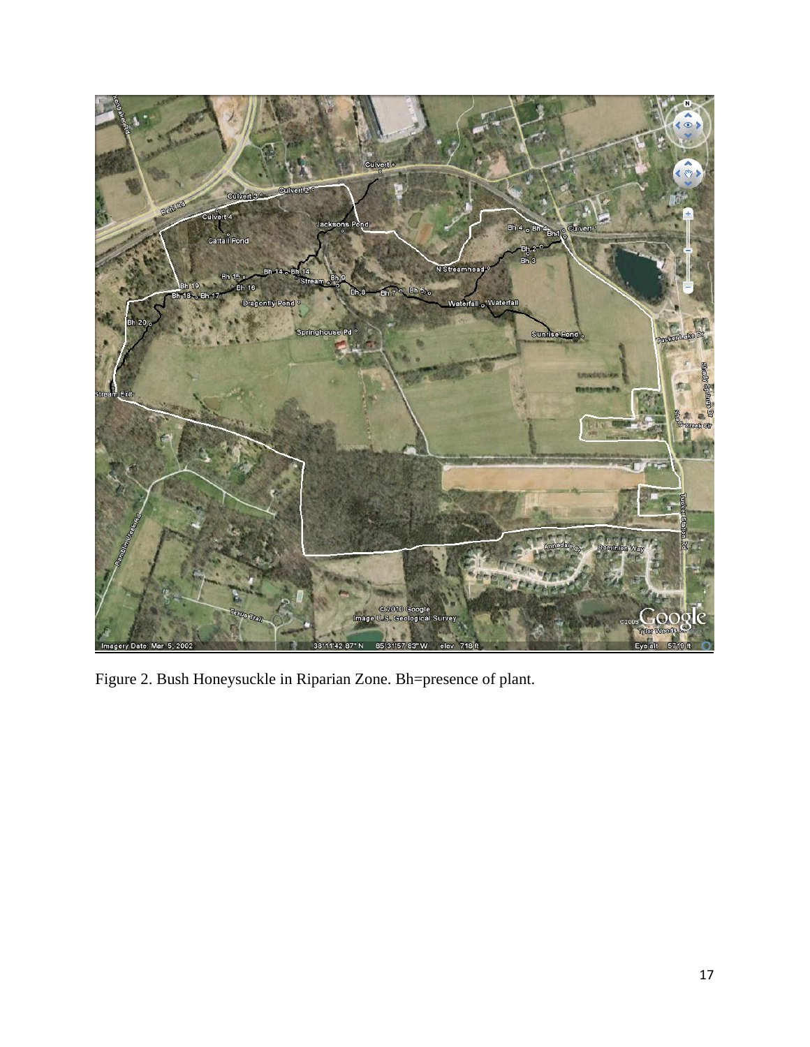Figure 2. Bush Honeysuckle in Riparian Zone. Bh=presence of plant.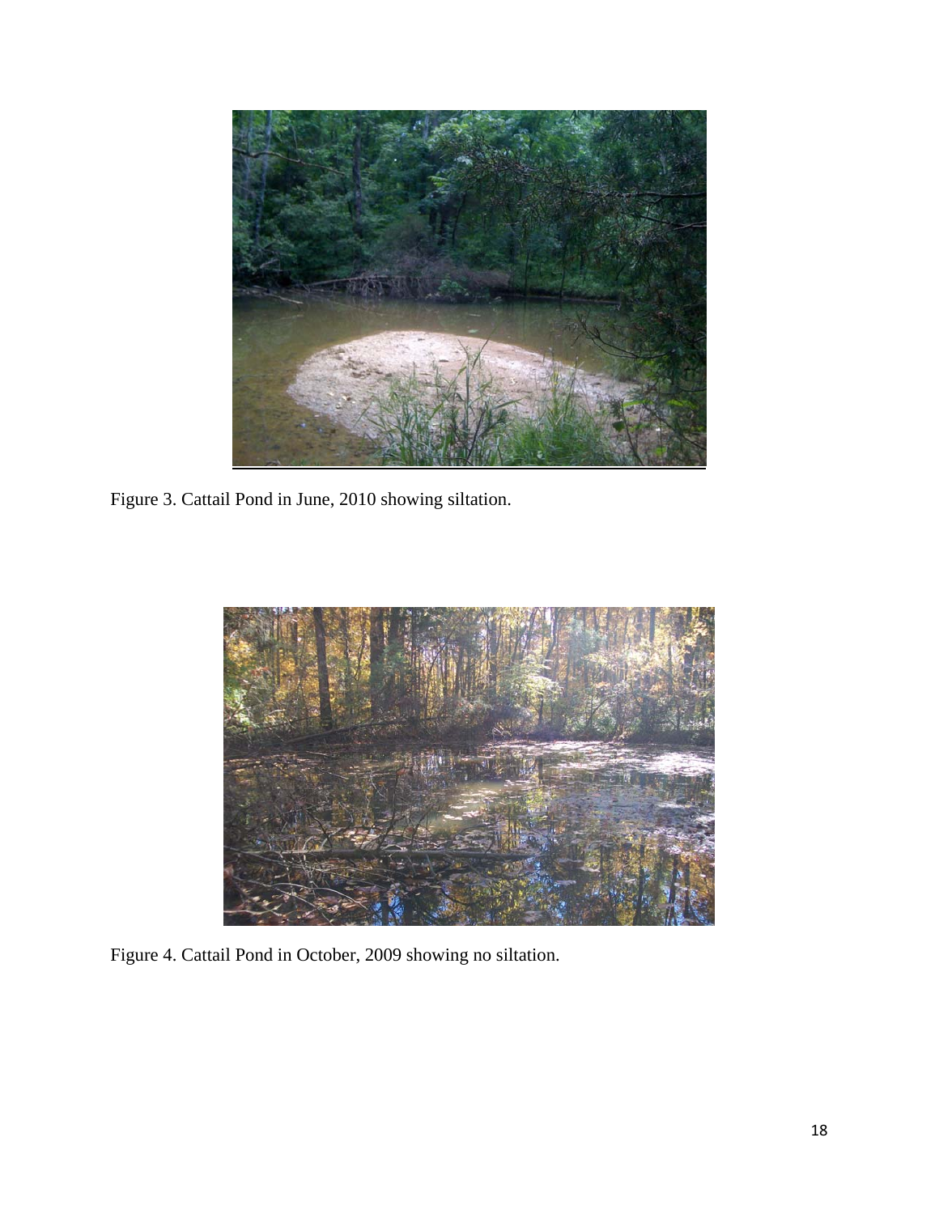Figure 3. Cattail Pond in June, 2010 showing siltation.

Figure 4. Cattail Pond in October, 2009 showing no siltation.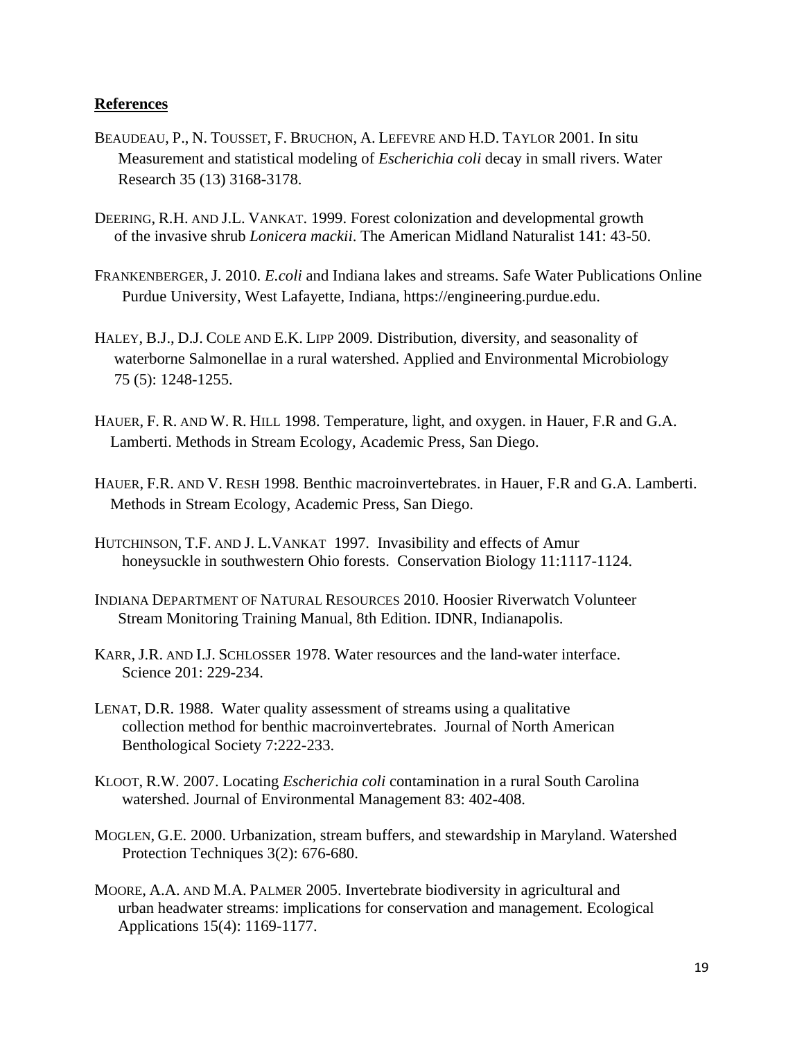## References

BEAUDEAU, P., N. TOUSSET, F. BRUCHON, A. LEFEVRE AND H.D. TAYLOR 2001. In situ Measurement and statistical modeling of *Escherichia coli* decay in small rivers. Water Research 35 (13) 3168-3178.

DEERING, R.H. AND J.L. VANKAT. 1999. Forest colonization and developmental growth of the invasive shrub *Lonicera mackii*. The American Midland Naturalist 141: 43-50.

FRANKENBERGER, J. 2010. *E.coli* and Indiana lakes and streams. Safe Water Publications Online Purdue University, West Lafayette, Indiana, https://engineering.purdue.edu.

HALEY, B.J., D.J. COLE AND E.K. LIPP 2009. Distribution, diversity, and seasonality of waterborne Salmonellae in a rural watershed. Applied and Environmental Microbiology 75 (5): 1248-1255.

HAUER, F. R. AND W. R. HILL 1998. Temperature, light, and oxygen. in Hauer, F.R and G.A. Lamberti. Methods in Stream Ecology, Academic Press, San Diego.

HAUER, F.R. AND V. RESH 1998. Benthic macroinvertebrates. in Hauer, F.R and G.A. Lamberti. Methods in Stream Ecology, Academic Press, San Diego.

HUTCHINSON, T.F. AND J. L.VANKAT 1997. Invasibility and effects of Amur honeysuckle in southwestern Ohio forests. Conservation Biology 11:1117-1124.

INDIANA DEPARTMENT OF NATURAL RESOURCES 2010. Hoosier Riverwatch Volunteer Stream Monitoring Training Manual, 8th Edition. IDNR, Indianapolis.

KARR, J.R. AND I.J. SCHLOSSER 1978. Water resources and the land-water interface. Science 201: 229-234.

LENAT, D.R. 1988. Water quality assessment of streams using a qualitative collection method for benthic macroinvertebrates. Journal of North American Benthological Society 7:222-233.

KLOOT, R.W. 2007. Locating *Escherichia coli* contamination in a rural South Carolina watershed. Journal of Environmental Management 83: 402-408.

MOGLEN, G.E. 2000. Urbanization, stream buffers, and stewardship in Maryland. Watershed Protection Techniques 3(2): 676-680.

MOORE, A.A. AND M.A. PALMER 2005. Invertebrate biodiversity in agricultural and urban headwater streams: implications for conservation and management. Ecological Applications 15(4): 1169-1177.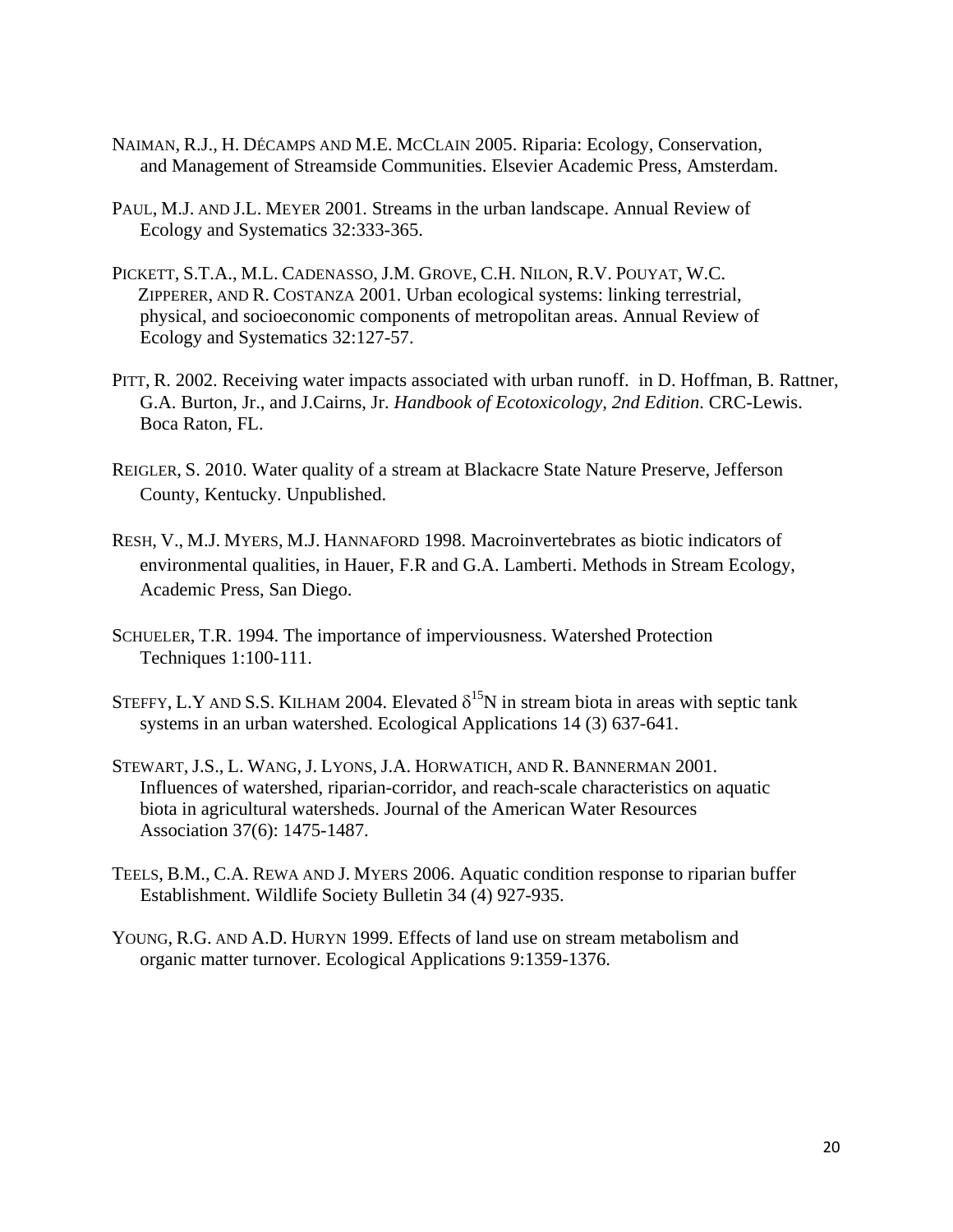NAIMAN, R.J., H. DÉCAMPS AND M.E. MCCLAIN 2005. Riparia: Ecology, Conservation, and Management of Streamside Communities. Elsevier Academic Press, Amsterdam.

PAUL, M.J. AND J.L. MEYER 2001. Streams in the urban landscape. Annual Review of Ecology and Systematics 32:333-365.

PICKETT, S.T.A., M.L. CADENASSO, J.M. GROVE, C.H. NILON, R.V. POUYAT, W.C. ZIPPERER, AND R. COSTANZA 2001. Urban ecological systems: linking terrestrial, physical, and socioeconomic components of metropolitan areas. Annual Review of Ecology and Systematics 32:127-57.

PITT, R. 2002. Receiving water impacts associated with urban runoff. in D. Hoffman, B. Rattner, G.A. Burton, Jr., and J.Cairns, Jr. *Handbook of Ecotoxicology, 2nd Edition*. CRC-Lewis. Boca Raton, FL.

REIGLER, S. 2010. Water quality of a stream at Blackacre State Nature Preserve, Jefferson County, Kentucky. Unpublished.

RESH, V., M.J. MYERS, M.J. HANNAFORD 1998. Macroinvertebrates as biotic indicators of environmental qualities, in Hauer, F.R and G.A. Lamberti. Methods in Stream Ecology, Academic Press, San Diego.

SCHUELER, T.R. 1994. The importance of imperviousness. Watershed Protection Techniques 1:100-111.

STEFFY, L.Y AND S.S. KILHAM 2004. Elevated $\delta^{15}N$ in stream biota in areas with septic tank systems in an urban watershed. Ecological Applications 14 (3) 637-641.

STEWART, J.S., L. WANG, J. LYONS, J.A. HORWATICH, AND R. BANNERMAN 2001. Influences of watershed, riparian-corridor, and reach-scale characteristics on aquatic biota in agricultural watersheds. Journal of the American Water Resources Association 37(6): 1475-1487.

TEELS, B.M., C.A. REWA AND J. MYERS 2006. Aquatic condition response to riparian buffer Establishment. Wildlife Society Bulletin 34 (4) 927-935.

YOUNG, R.G. AND A.D. HURYN 1999. Effects of land use on stream metabolism and organic matter turnover. Ecological Applications 9:1359-1376.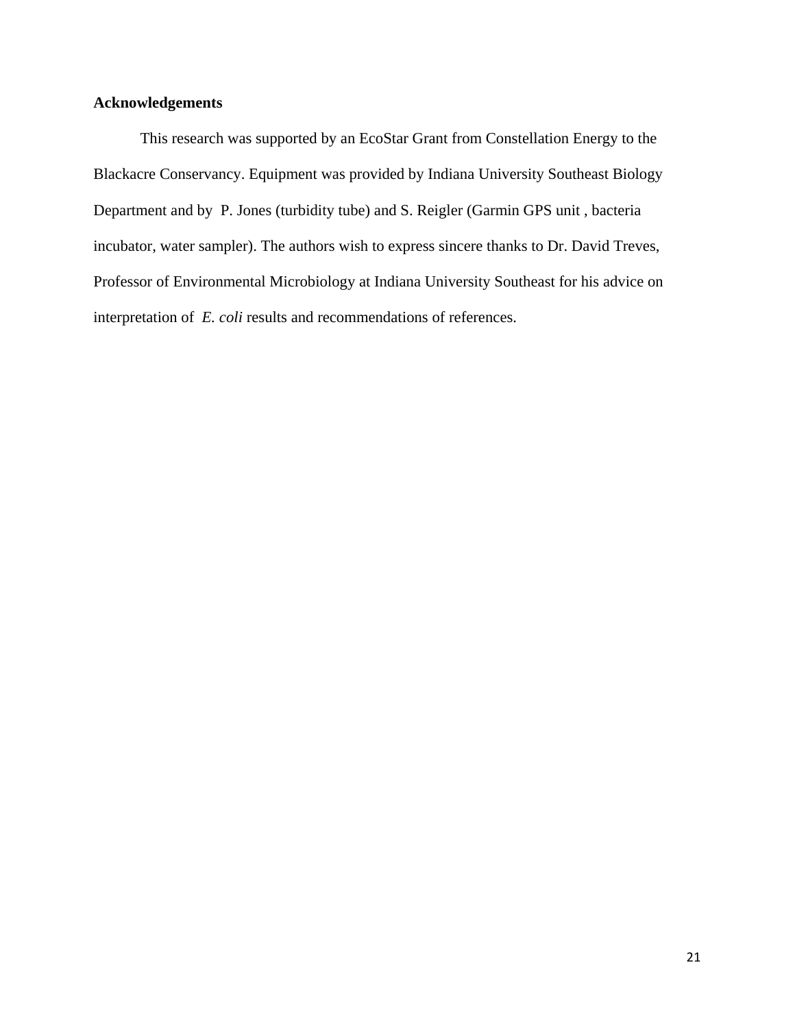**Acknowledgements**

This research was supported by an EcoStar Grant from Constellation Energy to the Blackacre Conservancy. Equipment was provided by Indiana University Southeast Biology Department and by P. Jones (turbidity tube) and S. Reigler (Garmin GPS unit , bacteria incubator, water sampler). The authors wish to express sincere thanks to Dr. David Treves, Professor of Environmental Microbiology at Indiana University Southeast for his advice on interpretation of *E. coli* results and recommendations of references.